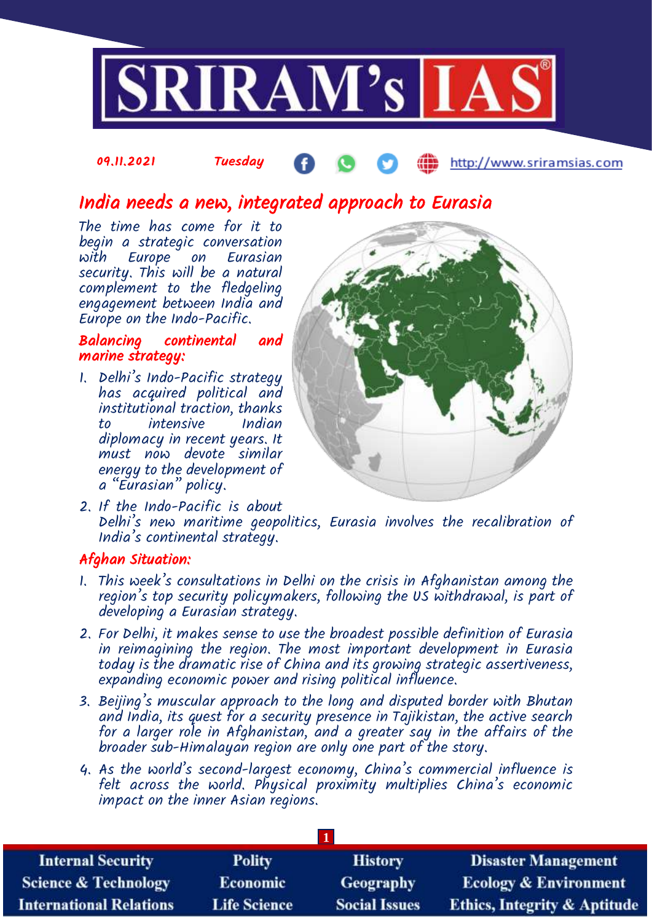09.11.2021 Tuesday http://www.sriramsias.com

# India needs a new, integrated approach to Eurasia

The time has come for it to begin a strategic conversation with Europe on Eurasian security. This will be a natural complement to the fledgeling engagement between India and Europe on the Indo-Pacific.

## Balancing continental and marine strategy:

1. Delhi's Indo-Pacific strategy has acquired political and institutional traction, thanks to intensive Indian diplomacy in recent years. It must now devote similar energy to the development of a "Eurasian" policy.
2. If the Indo-Pacific is about Delhi's new maritime geopolitics, Eurasia involves the recalibration of India's continental strategy.

## Afghan Situation:

1. This week's consultations in Delhi on the crisis in Afghanistan among the region's top security policymakers, following the US withdrawal, is part of developing a Eurasian strategy.
2. For Delhi, it makes sense to use the broadest possible definition of Eurasia in reimagining the region. The most important development in Eurasia today is the dramatic rise of China and its growing strategic assertiveness, expanding economic power and rising political influence.
3. Beijing's muscular approach to the long and disputed border with Bhutan and India, its quest for a security presence in Tajikistan, the active search for a larger role in Afghanistan, and a greater say in the affairs of the broader sub-Himalayan region are only one part of the story.
4. As the world's second-largest economy, China's commercial influence is felt across the world. Physical proximity multiplies China's economic impact on the inner Asian regions.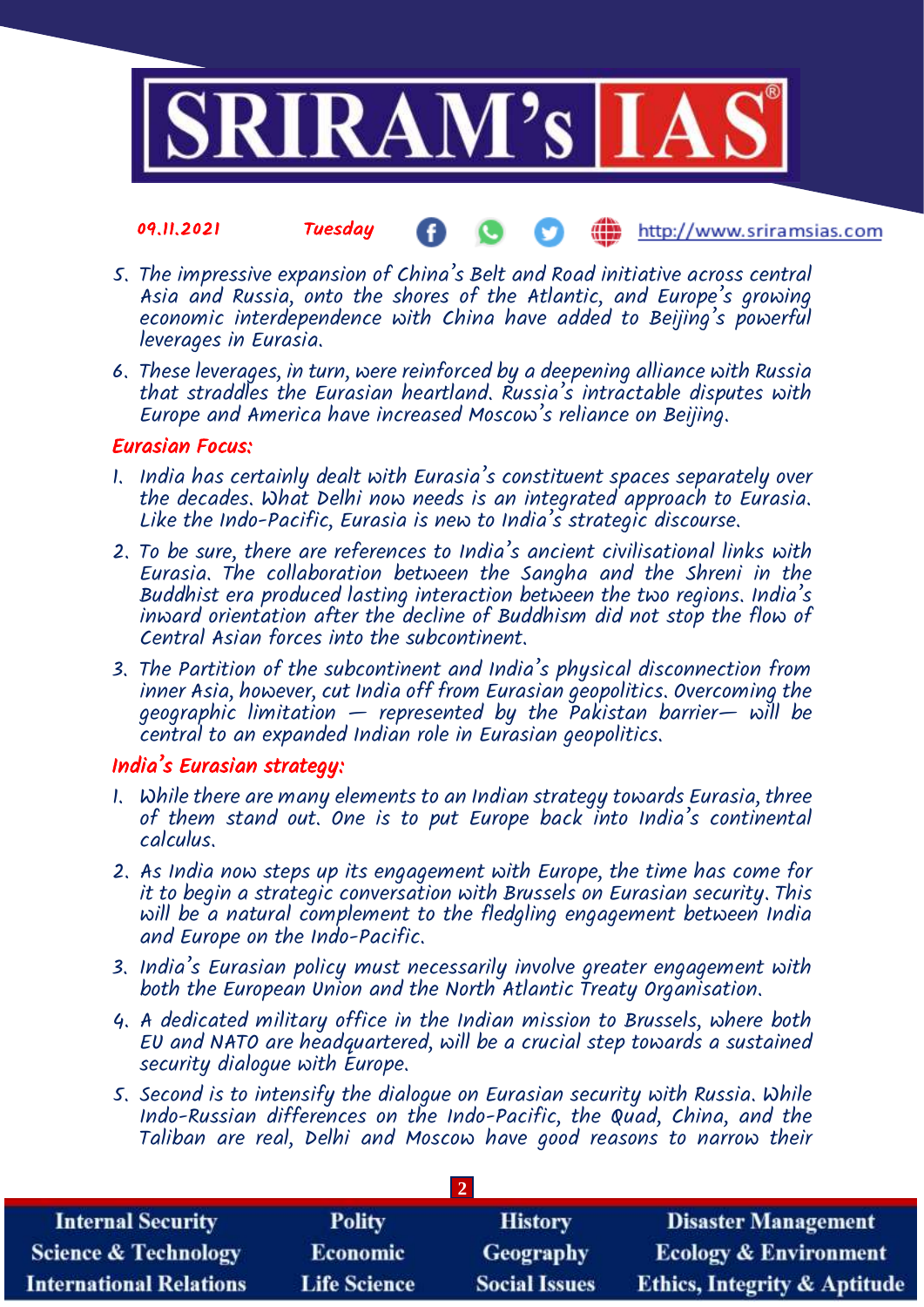5. The impressive expansion of China's Belt and Road initiative across central Asia and Russia, onto the shores of the Atlantic, and Europe's growing economic interdependence with China have added to Beijing's powerful leverages in Eurasia.

6. These leverages, in turn, were reinforced by a deepening alliance with Russia that straddles the Eurasian heartland. Russia's intractable disputes with Europe and America have increased Moscow's reliance on Beijing.

## Eurasian Focus:

1. India has certainly dealt with Eurasia's constituent spaces separately over the decades. What Delhi now needs is an integrated approach to Eurasia. Like the Indo-Pacific, Eurasia is new to India's strategic discourse.

2. To be sure, there are references to India's ancient civilisational links with Eurasia. The collaboration between the Sangha and the Shreni in the Buddhist era produced lasting interaction between the two regions. India's inward orientation after the decline of Buddhism did not stop the flow of Central Asian forces into the subcontinent.

3. The Partition of the subcontinent and India's physical disconnection from inner Asia, however, cut India off from Eurasian geopolitics. Overcoming the geographic limitation — represented by the Pakistan barrier— will be central to an expanded Indian role in Eurasian geopolitics.

## India's Eurasian strategy:

1. While there are many elements to an Indian strategy towards Eurasia, three of them stand out. One is to put Europe back into India's continental calculus.

2. As India now steps up its engagement with Europe, the time has come for it to begin a strategic conversation with Brussels on Eurasian security. This will be a natural complement to the fledgling engagement between India and Europe on the Indo-Pacific.

3. India's Eurasian policy must necessarily involve greater engagement with both the European Union and the North Atlantic Treaty Organisation.

4. A dedicated military office in the Indian mission to Brussels, where both EU and NATO are headquartered, will be a crucial step towards a sustained security dialogue with Europe.

5. Second is to intensify the dialogue on Eurasian security with Russia. While Indo-Russian differences on the Indo-Pacific, the Quad, China, and the Taliban are real, Delhi and Moscow have good reasons to narrow their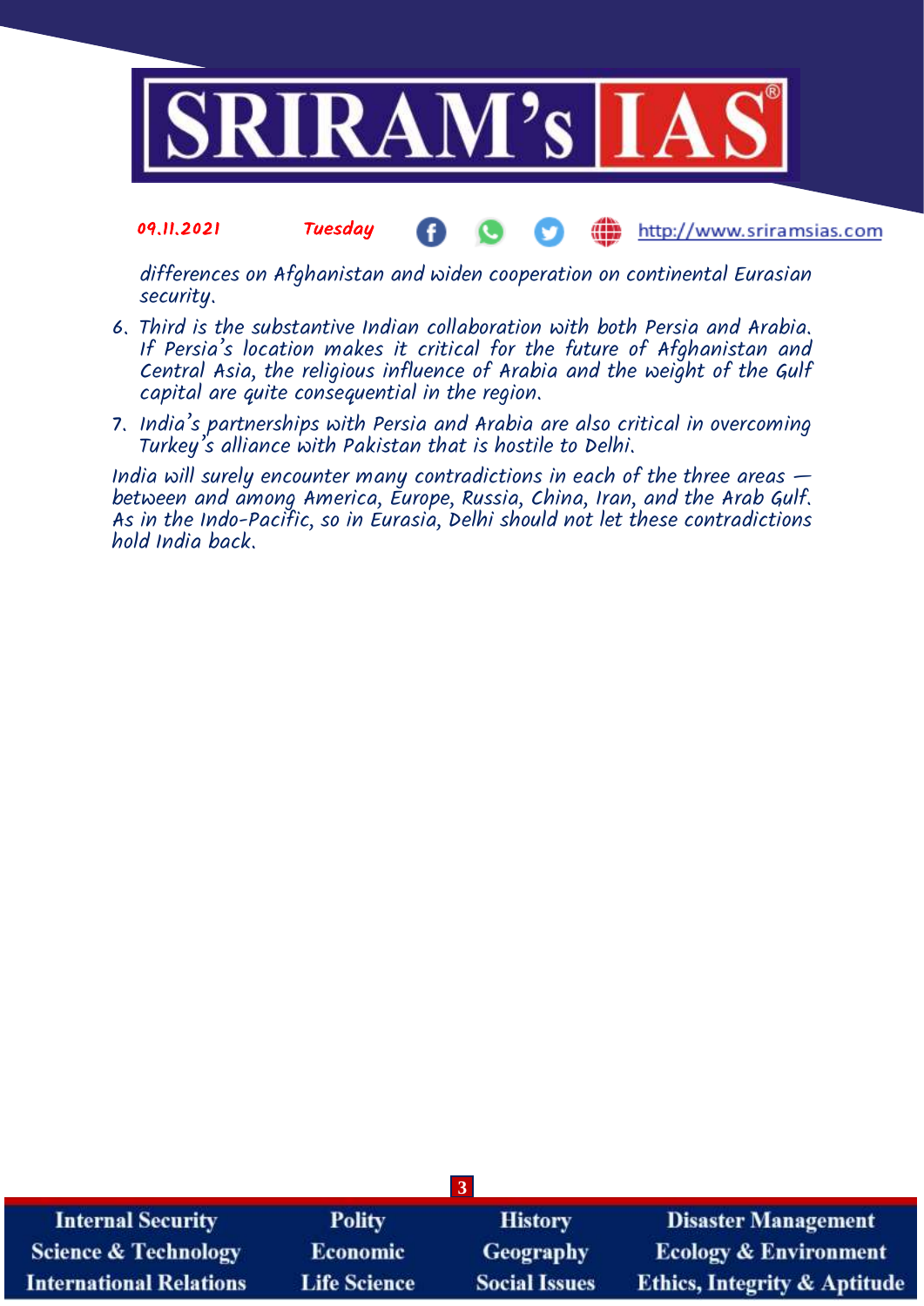differences on Afghanistan and widen cooperation on continental Eurasian security.

6. Third is the substantive Indian collaboration with both Persia and Arabia. If Persia's location makes it critical for the future of Afghanistan and Central Asia, the religious influence of Arabia and the weight of the Gulf capital are quite consequential in the region.
7. India's partnerships with Persia and Arabia are also critical in overcoming Turkey's alliance with Pakistan that is hostile to Delhi.

India will surely encounter many contradictions in each of the three areas — between and among America, Europe, Russia, China, Iran, and the Arab Gulf. As in the Indo-Pacific, so in Eurasia, Delhi should not let these contradictions hold India back.